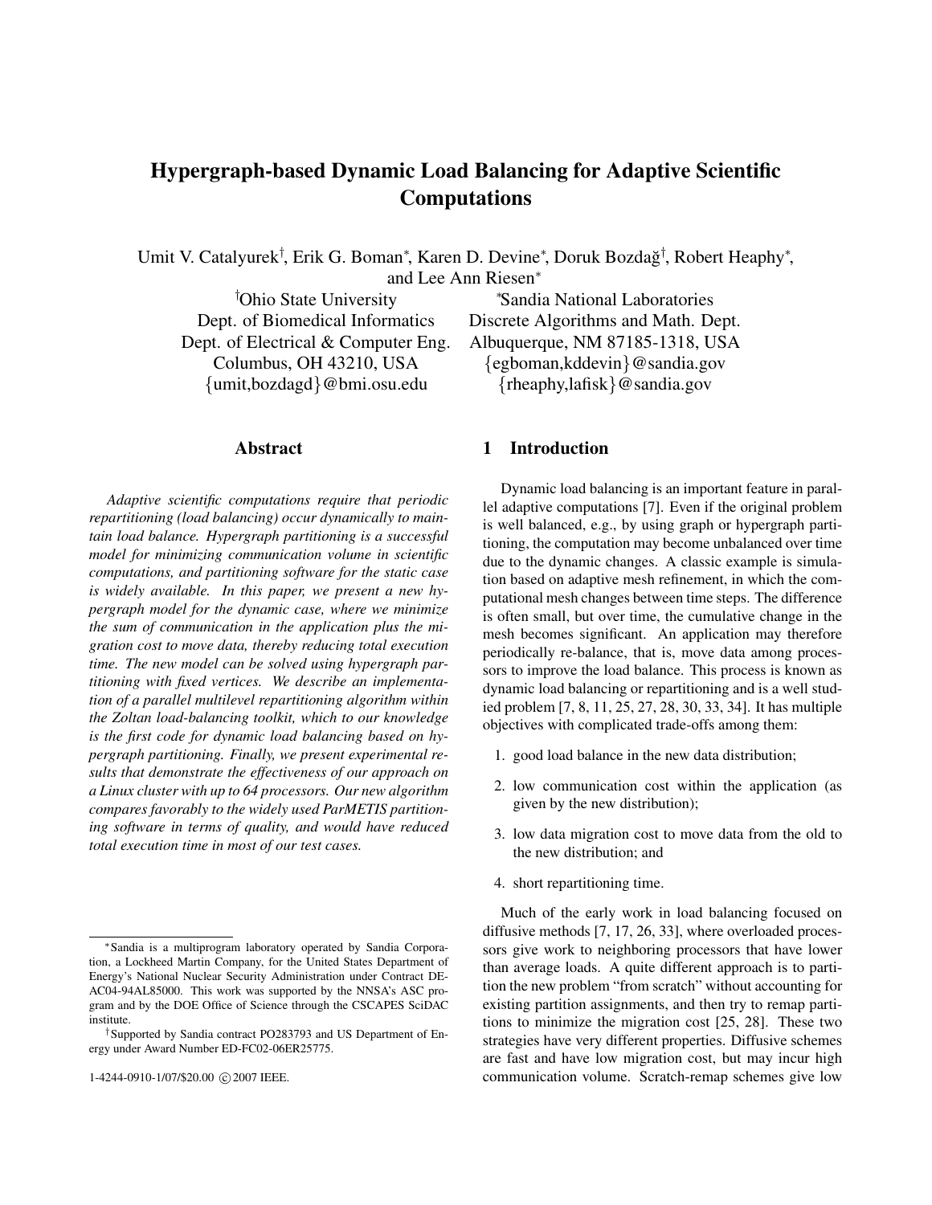# Hypergraph-based Dynamic Load Balancing for Adaptive Scientific Computations

Umit V. Catalyurek[†], Erik G. Boman[*], Karen D. Devine[*], Doruk Bozdağ[†], Robert Heaphy[*], and Lee Ann Riesen[*]

[†]Ohio State University
Dept. of Biomedical Informatics
Dept. of Electrical & Computer Eng.
Columbus, OH 43210, USA
{umit,bozdagd}@bmi.osu.edu

[*]Sandia National Laboratories
Discrete Algorithms and Math. Dept.
Albuquerque, NM 87185-1318, USA
{egboman,kddevin}@sandia.gov
{rheaphy,lafisk}@sandia.gov

## Abstract

*Adaptive scientific computations require that periodic repartitioning (load balancing) occur dynamically to maintain load balance. Hypergraph partitioning is a successful model for minimizing communication volume in scientific computations, and partitioning software for the static case is widely available. In this paper, we present a new hypergraph model for the dynamic case, where we minimize the sum of communication in the application plus the migration cost to move data, thereby reducing total execution time. The new model can be solved using hypergraph partitioning with fixed vertices. We describe an implementation of a parallel multilevel repartitioning algorithm within the Zoltan load-balancing toolkit, which to our knowledge is the first code for dynamic load balancing based on hypergraph partitioning. Finally, we present experimental results that demonstrate the effectiveness of our approach on a Linux cluster with up to 64 processors. Our new algorithm compares favorably to the widely used ParMETIS partitioning software in terms of quality, and would have reduced total execution time in most of our test cases.*

## 1 Introduction

Dynamic load balancing is an important feature in parallel adaptive computations [7]. Even if the original problem is well balanced, e.g., by using graph or hypergraph partitioning, the computation may become unbalanced over time due to the dynamic changes. A classic example is simulation based on adaptive mesh refinement, in which the computational mesh changes between time steps. The difference is often small, but over time, the cumulative change in the mesh becomes significant. An application may therefore periodically re-balance, that is, move data among processors to improve the load balance. This process is known as dynamic load balancing or repartitioning and is a well studied problem [7, 8, 11, 25, 27, 28, 30, 33, 34]. It has multiple objectives with complicated trade-offs among them:

1. good load balance in the new data distribution;
2. low communication cost within the application (as given by the new distribution);
3. low data migration cost to move data from the old to the new distribution; and
4. short repartitioning time.

Much of the early work in load balancing focused on diffusive methods [7, 17, 26, 33], where overloaded processors give work to neighboring processors that have lower than average loads. A quite different approach is to partition the new problem "from scratch" without accounting for existing partition assignments, and then try to remap partitions to minimize the migration cost [25, 28]. These two strategies have very different properties. Diffusive schemes are fast and have low migration cost, but may incur high communication volume. Scratch-remap schemes give low

[*]Sandia is a multiprogram laboratory operated by Sandia Corporation, a Lockheed Martin Company, for the United States Department of Energy's National Nuclear Security Administration under Contract DE-AC04-94AL85000. This work was supported by the NNSA's ASC program and by the DOE Office of Science through the CSCAPES SciDAC institute.

[†]Supported by Sandia contract PO283793 and US Department of Energy under Award Number ED-FC02-06ER25775.

1-4244-0910-1/07/$20.00 ©2007 IEEE.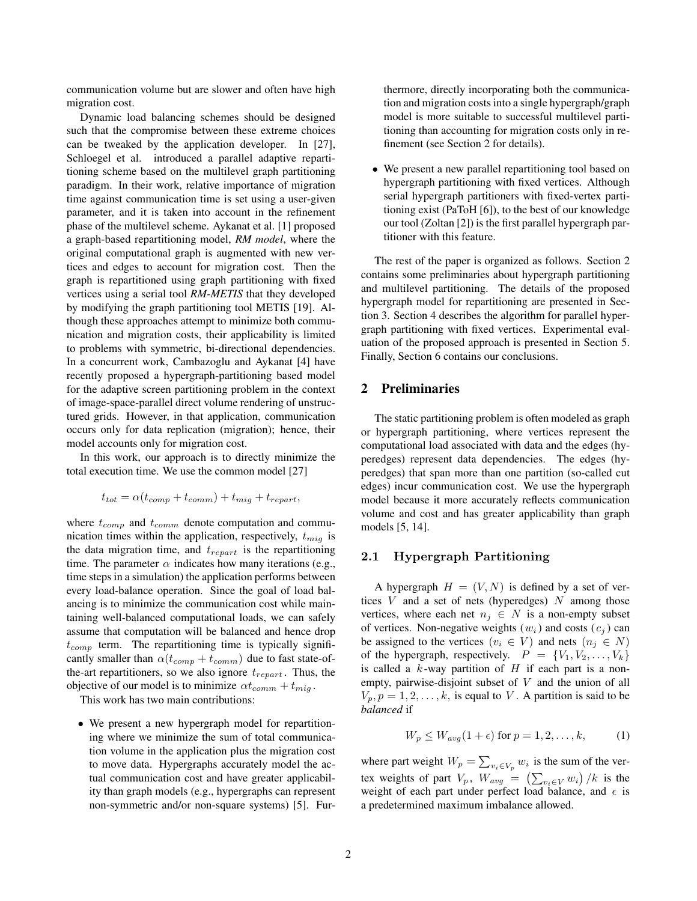communication volume but are slower and often have high migration cost.

Dynamic load balancing schemes should be designed such that the compromise between these extreme choices can be tweaked by the application developer. In [27], Schloegel et al. introduced a parallel adaptive repartitioning scheme based on the multilevel graph partitioning paradigm. In their work, relative importance of migration time against communication time is set using a user-given parameter, and it is taken into account in the refinement phase of the multilevel scheme. Aykanat et al. [1] proposed a graph-based repartitioning model, *RM model*, where the original computational graph is augmented with new vertices and edges to account for migration cost. Then the graph is repartitioned using graph partitioning with fixed vertices using a serial tool *RM-METIS* that they developed by modifying the graph partitioning tool METIS [19]. Although these approaches attempt to minimize both communication and migration costs, their applicability is limited to problems with symmetric, bi-directional dependencies. In a concurrent work, Cambazoglu and Aykanat [4] have recently proposed a hypergraph-partitioning based model for the adaptive screen partitioning problem in the context of image-space-parallel direct volume rendering of unstructured grids. However, in that application, communication occurs only for data replication (migration); hence, their model accounts only for migration cost.

In this work, our approach is to directly minimize the total execution time. We use the common model [27]

$$t_{tot} = \alpha(t_{comp} + t_{comm}) + t_{mig} + t_{repart},$$

where $t_{comp}$ and $t_{comm}$ denote computation and communication times within the application, respectively, $t_{mig}$ is the data migration time, and $t_{repart}$ is the repartitioning time. The parameter $\alpha$ indicates how many iterations (e.g., time steps in a simulation) the application performs between every load-balance operation. Since the goal of load balancing is to minimize the communication cost while maintaining well-balanced computational loads, we can safely assume that computation will be balanced and hence drop $t_{comp}$ term. The repartitioning time is typically significantly smaller than $\alpha(t_{comp} + t_{comm})$ due to fast state-of-the-art repartitioners, so we also ignore $t_{repart}$. Thus, the objective of our model is to minimize $\alpha t_{comm} + t_{mig}$.

This work has two main contributions:

- We present a new hypergraph model for repartitioning where we minimize the sum of total communication volume in the application plus the migration cost to move data. Hypergraphs accurately model the actual communication cost and have greater applicability than graph models (e.g., hypergraphs can represent non-symmetric and/or non-square systems) [5]. Furthermore, directly incorporating both the communication and migration costs into a single hypergraph/graph model is more suitable to successful multilevel partitioning than accounting for migration costs only in refinement (see Section 2 for details).
- We present a new parallel repartitioning tool based on hypergraph partitioning with fixed vertices. Although serial hypergraph partitioners with fixed-vertex partitioning exist (PaToH [6]), to the best of our knowledge our tool (Zoltan [2]) is the first parallel hypergraph partitioner with this feature.

The rest of the paper is organized as follows. Section 2 contains some preliminaries about hypergraph partitioning and multilevel partitioning. The details of the proposed hypergraph model for repartitioning are presented in Section 3. Section 4 describes the algorithm for parallel hypergraph partitioning with fixed vertices. Experimental evaluation of the proposed approach is presented in Section 5. Finally, Section 6 contains our conclusions.

## 2 Preliminaries

The static partitioning problem is often modeled as graph or hypergraph partitioning, where vertices represent the computational load associated with data and the edges (hyperedges) represent data dependencies. The edges (hyperedges) that span more than one partition (so-called cut edges) incur communication cost. We use the hypergraph model because it more accurately reflects communication volume and cost and has greater applicability than graph models [5, 14].

### 2.1 Hypergraph Partitioning

A hypergraph $H = (V, N)$ is defined by a set of vertices $V$ and a set of nets (hyperedges) $N$ among those vertices, where each net $n_j \in N$ is a non-empty subset of vertices. Non-negative weights ($w_i$) and costs ($c_j$) can be assigned to the vertices ($v_i \in V$) and nets ($n_j \in N$) of the hypergraph, respectively. $P = \{V_1, V_2, \ldots, V_k\}$ is called a $k$-way partition of $H$ if each part is a non-empty, pairwise-disjoint subset of $V$ and the union of all $V_p, p = 1, 2, \ldots, k$, is equal to $V$. A partition is said to be *balanced* if

$$W_p \leq W_{avg}(1 + \epsilon) \text{ for } p = 1, 2, \ldots, k, \tag{1}$$

where part weight $W_p = \sum_{v_i \in V_p} w_i$ is the sum of the vertex weights of part $V_p$, $W_{avg} = \left(\sum_{v_i \in V} w_i\right)/k$ is the weight of each part under perfect load balance, and $\epsilon$ is a predetermined maximum imbalance allowed.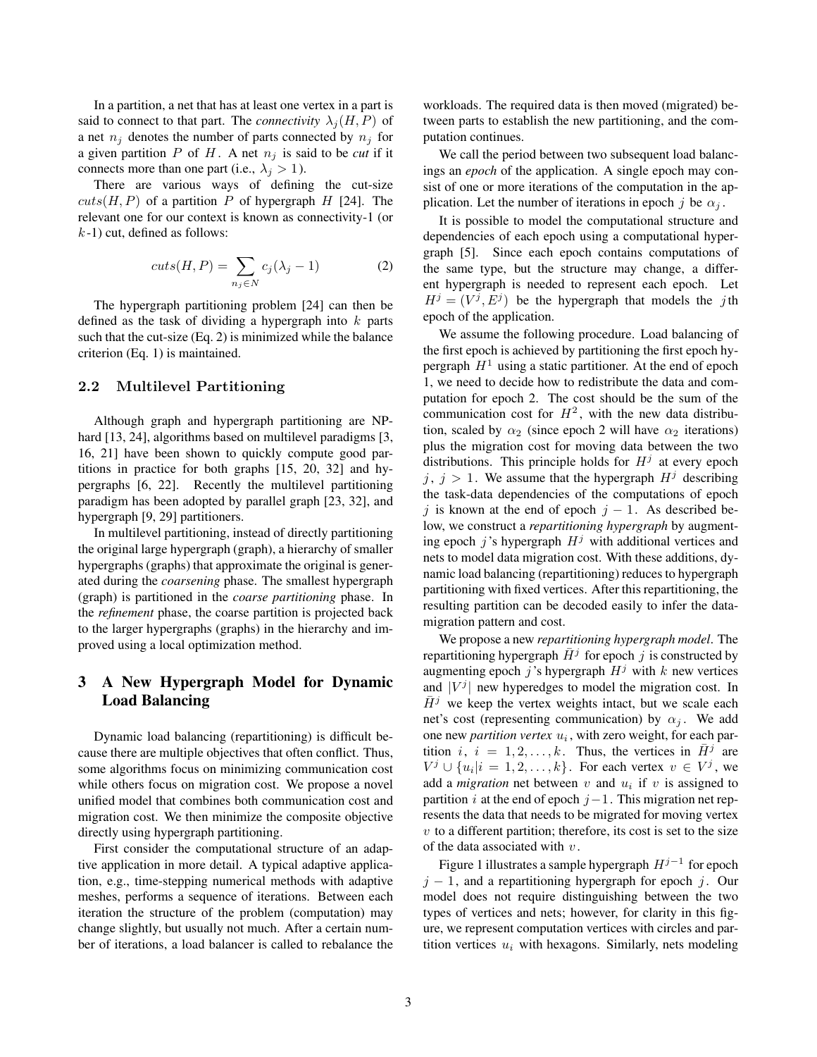In a partition, a net that has at least one vertex in a part is said to connect to that part. The *connectivity* $\lambda_j(H, P)$ of a net $n_j$ denotes the number of parts connected by $n_j$ for a given partition $P$ of $H$. A net $n_j$ is said to be ***cut*** if it connects more than one part (i.e., $\lambda_j > 1$).

There are various ways of defining the cut-size $cuts(H, P)$ of a partition $P$ of hypergraph $H$ [24]. The relevant one for our context is known as connectivity-1 (or $k$-1) cut, defined as follows:

$$cuts(H, P) = \sum_{n_j \in N} c_j(\lambda_j - 1) \tag{2}$$

The hypergraph partitioning problem [24] can then be defined as the task of dividing a hypergraph into $k$ parts such that the cut-size (Eq. 2) is minimized while the balance criterion (Eq. 1) is maintained.

### 2.2 Multilevel Partitioning

Although graph and hypergraph partitioning are NP-hard [13, 24], algorithms based on multilevel paradigms [3, 16, 21] have been shown to quickly compute good partitions in practice for both graphs [15, 20, 32] and hypergraphs [6, 22]. Recently the multilevel partitioning paradigm has been adopted by parallel graph [23, 32], and hypergraph [9, 29] partitioners.

In multilevel partitioning, instead of directly partitioning the original large hypergraph (graph), a hierarchy of smaller hypergraphs (graphs) that approximate the original is generated during the *coarsening* phase. The smallest hypergraph (graph) is partitioned in the *coarse partitioning* phase. In the *refinement* phase, the coarse partition is projected back to the larger hypergraphs (graphs) in the hierarchy and improved using a local optimization method.

## 3 A New Hypergraph Model for Dynamic Load Balancing

Dynamic load balancing (repartitioning) is difficult because there are multiple objectives that often conflict. Thus, some algorithms focus on minimizing communication cost while others focus on migration cost. We propose a novel unified model that combines both communication cost and migration cost. We then minimize the composite objective directly using hypergraph partitioning.

First consider the computational structure of an adaptive application in more detail. A typical adaptive application, e.g., time-stepping numerical methods with adaptive meshes, performs a sequence of iterations. Between each iteration the structure of the problem (computation) may change slightly, but usually not much. After a certain number of iterations, a load balancer is called to rebalance the workloads. The required data is then moved (migrated) between parts to establish the new partitioning, and the computation continues.

We call the period between two subsequent load balancings an *epoch* of the application. A single epoch may consist of one or more iterations of the computation in the application. Let the number of iterations in epoch $j$ be $\alpha_j$.

It is possible to model the computational structure and dependencies of each epoch using a computational hypergraph [5]. Since each epoch contains computations of the same type, but the structure may change, a different hypergraph is needed to represent each epoch. Let $H^j = (V^j, E^j)$ be the hypergraph that models the $j$th epoch of the application.

We assume the following procedure. Load balancing of the first epoch is achieved by partitioning the first epoch hypergraph $H^1$ using a static partitioner. At the end of epoch 1, we need to decide how to redistribute the data and computation for epoch 2. The cost should be the sum of the communication cost for $H^2$, with the new data distribution, scaled by $\alpha_2$ (since epoch 2 will have $\alpha_2$ iterations) plus the migration cost for moving data between the two distributions. This principle holds for $H^j$ at every epoch $j$, $j > 1$. We assume that the hypergraph $H^j$ describing the task-data dependencies of the computations of epoch $j$ is known at the end of epoch $j-1$. As described below, we construct a *repartitioning hypergraph* by augmenting epoch $j$'s hypergraph $H^j$ with additional vertices and nets to model data migration cost. With these additions, dynamic load balancing (repartitioning) reduces to hypergraph partitioning with fixed vertices. After this repartitioning, the resulting partition can be decoded easily to infer the data-migration pattern and cost.

We propose a new *repartitioning hypergraph model*. The repartitioning hypergraph $\bar{H}^j$ for epoch $j$ is constructed by augmenting epoch $j$'s hypergraph $H^j$ with $k$ new vertices and $|V^j|$ new hyperedges to model the migration cost. In $\bar{H}^j$ we keep the vertex weights intact, but we scale each net's cost (representing communication) by $\alpha_j$. We add one new *partition vertex* $u_i$, with zero weight, for each partition $i$, $i = 1, 2, \ldots, k$. Thus, the vertices in $\bar{H}^j$ are $V^j \cup \{u_i | i = 1, 2, \ldots, k\}$. For each vertex $v \in V^j$, we add a *migration* net between $v$ and $u_i$ if $v$ is assigned to partition $i$ at the end of epoch $j-1$. This migration net represents the data that needs to be migrated for moving vertex $v$ to a different partition; therefore, its cost is set to the size of the data associated with $v$.

Figure 1 illustrates a sample hypergraph $H^{j-1}$ for epoch $j-1$, and a repartitioning hypergraph for epoch $j$. Our model does not require distinguishing between the two types of vertices and nets; however, for clarity in this figure, we represent computation vertices with circles and partition vertices $u_i$ with hexagons. Similarly, nets modeling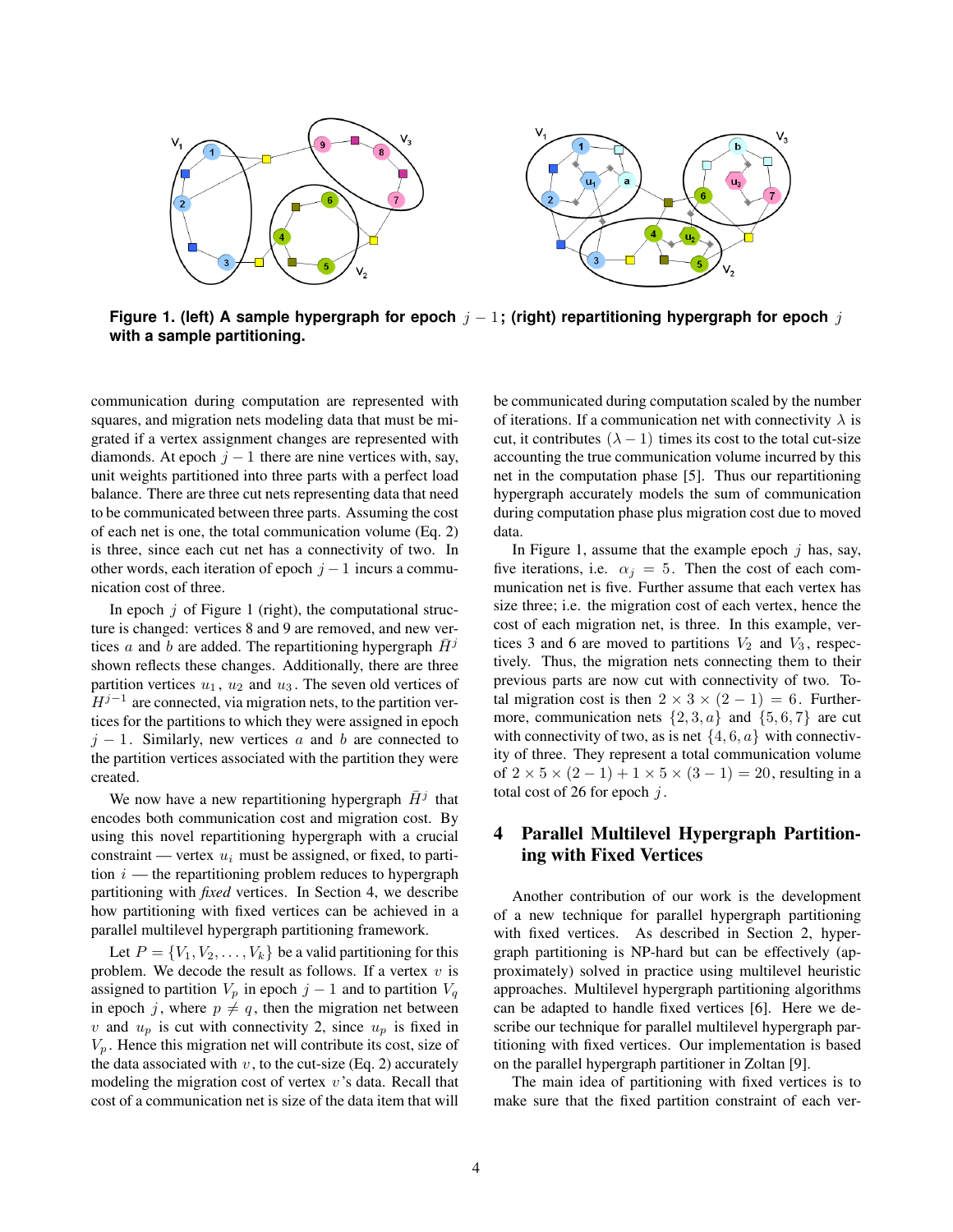V1

V2

V3

1

2

3

4

5

6

7

8

9

V1

V2

V3

1

2

3

4

5

6

7

$u_1$

$u_2$

$u_3$

a

b

**Figure 1. (left) A sample hypergraph for epoch $j-1$; (right) repartitioning hypergraph for epoch $j$ with a sample partitioning.**

communication during computation are represented with squares, and migration nets modeling data that must be migrated if a vertex assignment changes are represented with diamonds. At epoch $j-1$ there are nine vertices with, say, unit weights partitioned into three parts with a perfect load balance. There are three cut nets representing data that need to be communicated between three parts. Assuming the cost of each net is one, the total communication volume (Eq. 2) is three, since each cut net has a connectivity of two. In other words, each iteration of epoch $j-1$ incurs a communication cost of three.

In epoch $j$ of Figure 1 (right), the computational structure is changed: vertices 8 and 9 are removed, and new vertices $a$ and $b$ are added. The repartitioning hypergraph $\bar{H}^j$ shown reflects these changes. Additionally, there are three partition vertices $u_1$, $u_2$ and $u_3$. The seven old vertices of $H^{j-1}$ are connected, via migration nets, to the partition vertices for the partitions to which they were assigned in epoch $j-1$. Similarly, new vertices $a$ and $b$ are connected to the partition vertices associated with the partition they were created.

We now have a new repartitioning hypergraph $\bar{H}^j$ that encodes both communication cost and migration cost. By using this novel repartitioning hypergraph with a crucial constraint — vertex $u_i$ must be assigned, or fixed, to partition $i$ — the repartitioning problem reduces to hypergraph partitioning with *fixed* vertices. In Section 4, we describe how partitioning with fixed vertices can be achieved in a parallel multilevel hypergraph partitioning framework.

Let $P = \{V_1, V_2, \ldots, V_k\}$ be a valid partitioning for this problem. We decode the result as follows. If a vertex $v$ is assigned to partition $V_p$ in epoch $j-1$ and to partition $V_q$ in epoch $j$, where $p \neq q$, then the migration net between $v$ and $u_p$ is cut with connectivity 2, since $u_p$ is fixed in $V_p$. Hence this migration net will contribute its cost, size of the data associated with $v$, to the cut-size (Eq. 2) accurately modeling the migration cost of vertex $v$'s data. Recall that cost of a communication net is size of the data item that will be communicated during computation scaled by the number of iterations. If a communication net with connectivity $\lambda$ is cut, it contributes $(\lambda - 1)$ times its cost to the total cut-size accounting the true communication volume incurred by this net in the computation phase [5]. Thus our repartitioning hypergraph accurately models the sum of communication during computation phase plus migration cost due to moved data.

In Figure 1, assume that the example epoch $j$ has, say, five iterations, i.e. $\alpha_j = 5$. Then the cost of each communication net is five. Further assume that each vertex has size three; i.e. the migration cost of each vertex, hence the cost of each migration net, is three. In this example, vertices 3 and 6 are moved to partitions $V_2$ and $V_3$, respectively. Thus, the migration nets connecting them to their previous parts are now cut with connectivity of two. Total migration cost is then $2 \times 3 \times (2-1) = 6$. Furthermore, communication nets $\{2, 3, a\}$ and $\{5, 6, 7\}$ are cut with connectivity of two, as is net $\{4, 6, a\}$ with connectivity of three. They represent a total communication volume of $2 \times 5 \times (2-1) + 1 \times 5 \times (3-1) = 20$, resulting in a total cost of 26 for epoch $j$.

## 4 Parallel Multilevel Hypergraph Partitioning with Fixed Vertices

Another contribution of our work is the development of a new technique for parallel hypergraph partitioning with fixed vertices. As described in Section 2, hypergraph partitioning is NP-hard but can be effectively (approximately) solved in practice using multilevel heuristic approaches. Multilevel hypergraph partitioning algorithms can be adapted to handle fixed vertices [6]. Here we describe our technique for parallel multilevel hypergraph partitioning with fixed vertices. Our implementation is based on the parallel hypergraph partitioner in Zoltan [9].

The main idea of partitioning with fixed vertices is to make sure that the fixed partition constraint of each ver-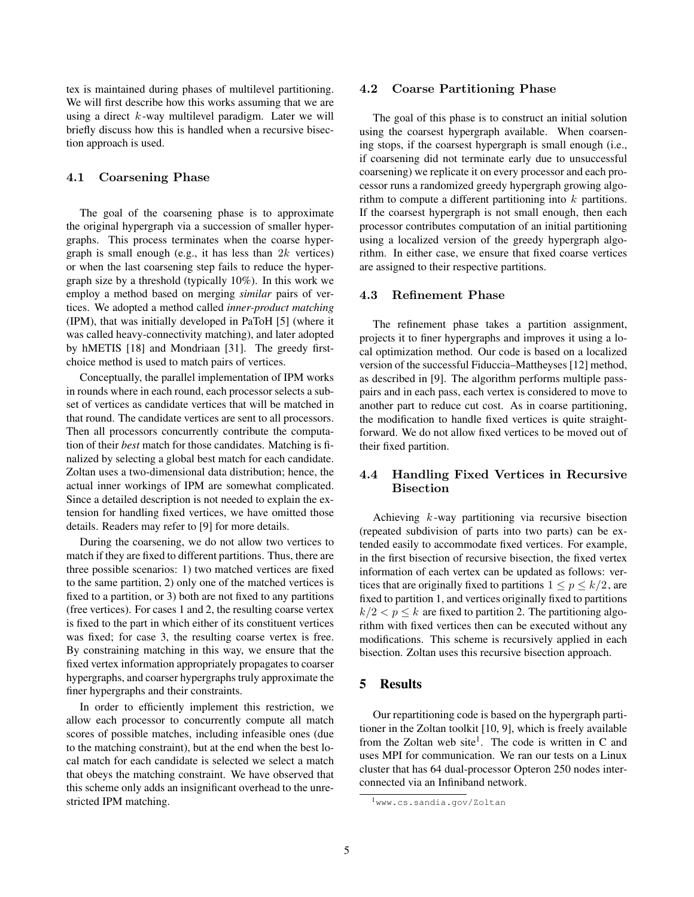tex is maintained during phases of multilevel partitioning. We will first describe how this works assuming that we are using a direct $k$-way multilevel paradigm. Later we will briefly discuss how this is handled when a recursive bisection approach is used.

### 4.1 Coarsening Phase

The goal of the coarsening phase is to approximate the original hypergraph via a succession of smaller hypergraphs. This process terminates when the coarse hypergraph is small enough (e.g., it has less than $2k$ vertices) or when the last coarsening step fails to reduce the hypergraph size by a threshold (typically 10%). In this work we employ a method based on merging *similar* pairs of vertices. We adopted a method called *inner-product matching* (IPM), that was initially developed in PaToH [5] (where it was called heavy-connectivity matching), and later adopted by hMETIS [18] and Mondriaan [31]. The greedy first-choice method is used to match pairs of vertices.

Conceptually, the parallel implementation of IPM works in rounds where in each round, each processor selects a subset of vertices as candidate vertices that will be matched in that round. The candidate vertices are sent to all processors. Then all processors concurrently contribute the computation of their *best* match for those candidates. Matching is finalized by selecting a global best match for each candidate. Zoltan uses a two-dimensional data distribution; hence, the actual inner workings of IPM are somewhat complicated. Since a detailed description is not needed to explain the extension for handling fixed vertices, we have omitted those details. Readers may refer to [9] for more details.

During the coarsening, we do not allow two vertices to match if they are fixed to different partitions. Thus, there are three possible scenarios: 1) two matched vertices are fixed to the same partition, 2) only one of the matched vertices is fixed to a partition, or 3) both are not fixed to any partitions (free vertices). For cases 1 and 2, the resulting coarse vertex is fixed to the part in which either of its constituent vertices was fixed; for case 3, the resulting coarse vertex is free. By constraining matching in this way, we ensure that the fixed vertex information appropriately propagates to coarser hypergraphs, and coarser hypergraphs truly approximate the finer hypergraphs and their constraints.

In order to efficiently implement this restriction, we allow each processor to concurrently compute all match scores of possible matches, including infeasible ones (due to the matching constraint), but at the end when the best local match for each candidate is selected we select a match that obeys the matching constraint. We have observed that this scheme only adds an insignificant overhead to the unrestricted IPM matching.

### 4.2 Coarse Partitioning Phase

The goal of this phase is to construct an initial solution using the coarsest hypergraph available. When coarsening stops, if the coarsest hypergraph is small enough (i.e., if coarsening did not terminate early due to unsuccessful coarsening) we replicate it on every processor and each processor runs a randomized greedy hypergraph growing algorithm to compute a different partitioning into $k$ partitions. If the coarsest hypergraph is not small enough, then each processor contributes computation of an initial partitioning using a localized version of the greedy hypergraph algorithm. In either case, we ensure that fixed coarse vertices are assigned to their respective partitions.

### 4.3 Refinement Phase

The refinement phase takes a partition assignment, projects it to finer hypergraphs and improves it using a local optimization method. Our code is based on a localized version of the successful Fiduccia–Mattheyses [12] method, as described in [9]. The algorithm performs multiple pass-pairs and in each pass, each vertex is considered to move to another part to reduce cut cost. As in coarse partitioning, the modification to handle fixed vertices is quite straightforward. We do not allow fixed vertices to be moved out of their fixed partition.

### 4.4 Handling Fixed Vertices in Recursive Bisection

Achieving $k$-way partitioning via recursive bisection (repeated subdivision of parts into two parts) can be extended easily to accommodate fixed vertices. For example, in the first bisection of recursive bisection, the fixed vertex information of each vertex can be updated as follows: vertices that are originally fixed to partitions $1 \le p \le k/2$, are fixed to partition 1, and vertices originally fixed to partitions $k/2 < p \le k$ are fixed to partition 2. The partitioning algorithm with fixed vertices then can be executed without any modifications. This scheme is recursively applied in each bisection. Zoltan uses this recursive bisection approach.

## 5 Results

Our repartitioning code is based on the hypergraph partitioner in the Zoltan toolkit [10, 9], which is freely available from the Zoltan web site[1]. The code is written in C and uses MPI for communication. We ran our tests on a Linux cluster that has 64 dual-processor Opteron 250 nodes interconnected via an Infiniband network.

[1] www.cs.sandia.gov/Zoltan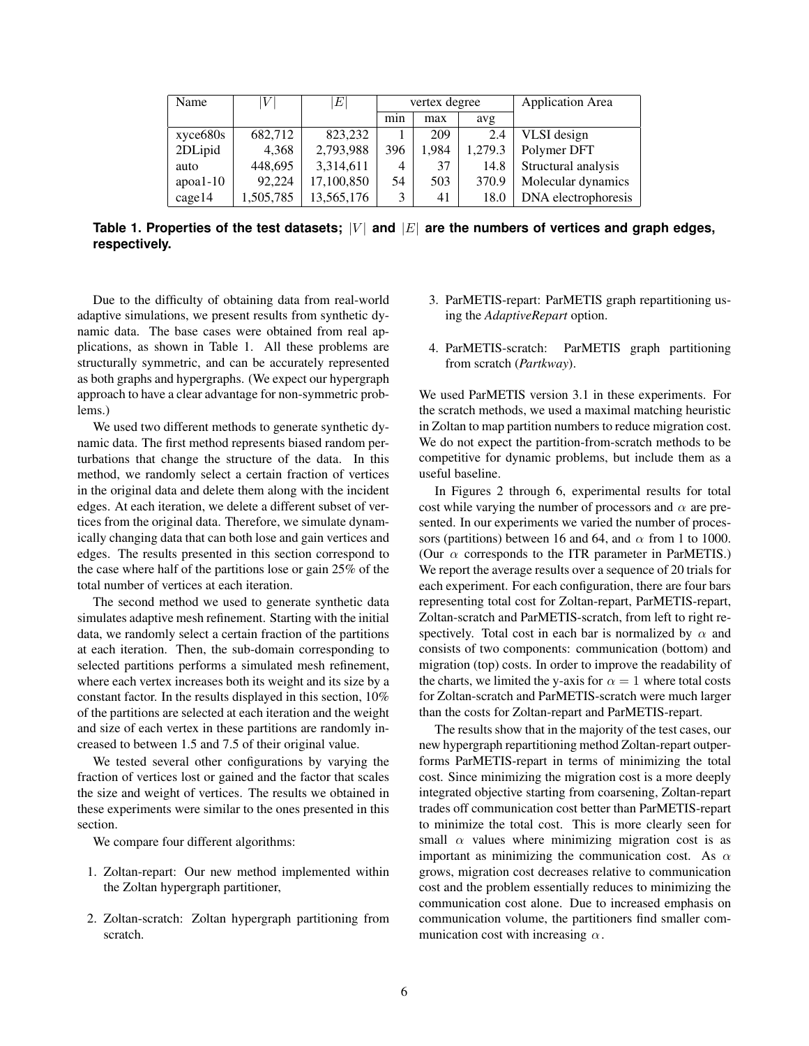| Name | $\|V\|$ | $\|E\|$ | vertex degree | | | Application Area |
|---|---|---|---|---|---|---|
| | | | min | max | avg | |
| xyce680s | 682,712 | 823,232 | 1 | 209 | 2.4 | VLSI design |
| 2DLipid | 4,368 | 2,793,988 | 396 | 1,984 | 1,279.3 | Polymer DFT |
| auto | 448,695 | 3,314,611 | 4 | 37 | 14.8 | Structural analysis |
| apoa1-10 | 92,224 | 17,100,850 | 54 | 503 | 370.9 | Molecular dynamics |
| cage14 | 1,505,785 | 13,565,176 | 3 | 41 | 18.0 | DNA electrophoresis |

**Table 1. Properties of the test datasets; $|V|$ and $|E|$ are the numbers of vertices and graph edges, respectively.**

Due to the difficulty of obtaining data from real-world adaptive simulations, we present results from synthetic dynamic data. The base cases were obtained from real applications, as shown in Table 1. All these problems are structurally symmetric, and can be accurately represented as both graphs and hypergraphs. (We expect our hypergraph approach to have a clear advantage for non-symmetric problems.)

We used two different methods to generate synthetic dynamic data. The first method represents biased random perturbations that change the structure of the data. In this method, we randomly select a certain fraction of vertices in the original data and delete them along with the incident edges. At each iteration, we delete a different subset of vertices from the original data. Therefore, we simulate dynamically changing data that can both lose and gain vertices and edges. The results presented in this section correspond to the case where half of the partitions lose or gain 25% of the total number of vertices at each iteration.

The second method we used to generate synthetic data simulates adaptive mesh refinement. Starting with the initial data, we randomly select a certain fraction of the partitions at each iteration. Then, the sub-domain corresponding to selected partitions performs a simulated mesh refinement, where each vertex increases both its weight and its size by a constant factor. In the results displayed in this section, 10% of the partitions are selected at each iteration and the weight and size of each vertex in these partitions are randomly increased to between 1.5 and 7.5 of their original value.

We tested several other configurations by varying the fraction of vertices lost or gained and the factor that scales the size and weight of vertices. The results we obtained in these experiments were similar to the ones presented in this section.

We compare four different algorithms:

1. Zoltan-repart: Our new method implemented within the Zoltan hypergraph partitioner,
2. Zoltan-scratch: Zoltan hypergraph partitioning from scratch.
3. ParMETIS-repart: ParMETIS graph repartitioning using the *AdaptiveRepart* option.
4. ParMETIS-scratch: ParMETIS graph partitioning from scratch (*Partkway*).

We used ParMETIS version 3.1 in these experiments. For the scratch methods, we used a maximal matching heuristic in Zoltan to map partition numbers to reduce migration cost. We do not expect the partition-from-scratch methods to be competitive for dynamic problems, but include them as a useful baseline.

In Figures 2 through 6, experimental results for total cost while varying the number of processors and $\alpha$ are presented. In our experiments we varied the number of processors (partitions) between 16 and 64, and $\alpha$ from 1 to 1000. (Our $\alpha$ corresponds to the ITR parameter in ParMETIS.) We report the average results over a sequence of 20 trials for each experiment. For each configuration, there are four bars representing total cost for Zoltan-repart, ParMETIS-repart, Zoltan-scratch and ParMETIS-scratch, from left to right respectively. Total cost in each bar is normalized by $\alpha$ and consists of two components: communication (bottom) and migration (top) costs. In order to improve the readability of the charts, we limited the y-axis for $\alpha = 1$ where total costs for Zoltan-scratch and ParMETIS-scratch were much larger than the costs for Zoltan-repart and ParMETIS-repart.

The results show that in the majority of the test cases, our new hypergraph repartitioning method Zoltan-repart outperforms ParMETIS-repart in terms of minimizing the total cost. Since minimizing the migration cost is a more deeply integrated objective starting from coarsening, Zoltan-repart trades off communication cost better than ParMETIS-repart to minimize the total cost. This is more clearly seen for small $\alpha$ values where minimizing migration cost is as important as minimizing the communication cost. As $\alpha$ grows, migration cost decreases relative to communication cost and the problem essentially reduces to minimizing the communication cost alone. Due to increased emphasis on communication volume, the partitioners find smaller communication cost with increasing $\alpha$.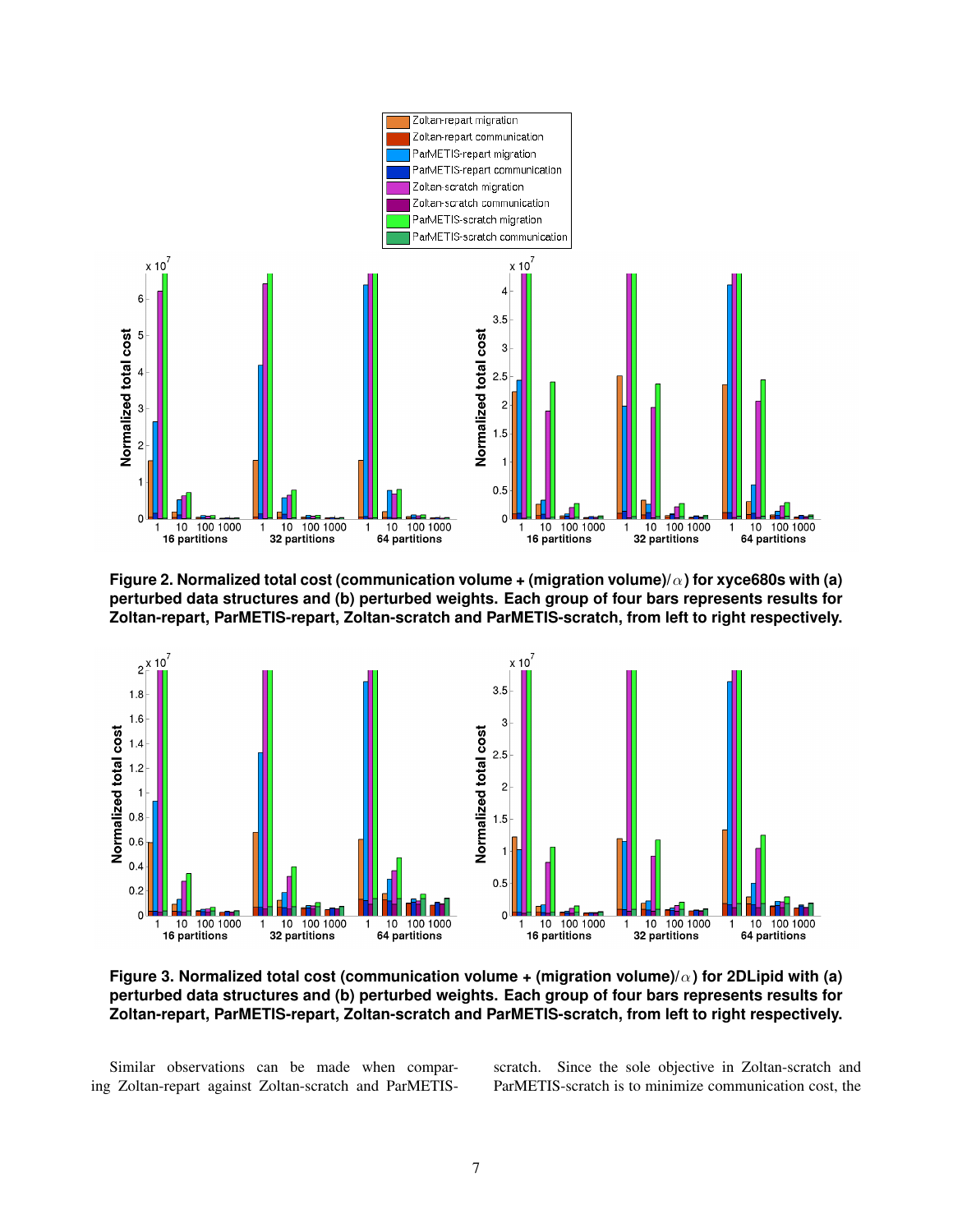Zoltan-repart migration
Zoltan-repart communication
ParMETIS-repart migration
ParMETIS-repart communication
Zoltan-scratch migration
Zoltan-scratch communication
ParMETIS-scratch migration
ParMETIS-scratch communication

x 10^7

Normalized total cost

1 10 100 1000
16 partitions
32 partitions
64 partitions

**Figure 2. Normalized total cost (communication volume + (migration volume)/$\alpha$) for xyce680s with (a) perturbed data structures and (b) perturbed weights. Each group of four bars represents results for Zoltan-repart, ParMETIS-repart, Zoltan-scratch and ParMETIS-scratch, from left to right respectively.**

x 10^7

Normalized total cost

1 10 100 1000
16 partitions
32 partitions
64 partitions

**Figure 3. Normalized total cost (communication volume + (migration volume)/$\alpha$) for 2DLipid with (a) perturbed data structures and (b) perturbed weights. Each group of four bars represents results for Zoltan-repart, ParMETIS-repart, Zoltan-scratch and ParMETIS-scratch, from left to right respectively.**

Similar observations can be made when comparing Zoltan-repart against Zoltan-scratch and ParMETIS-scratch. Since the sole objective in Zoltan-scratch and ParMETIS-scratch is to minimize communication cost, the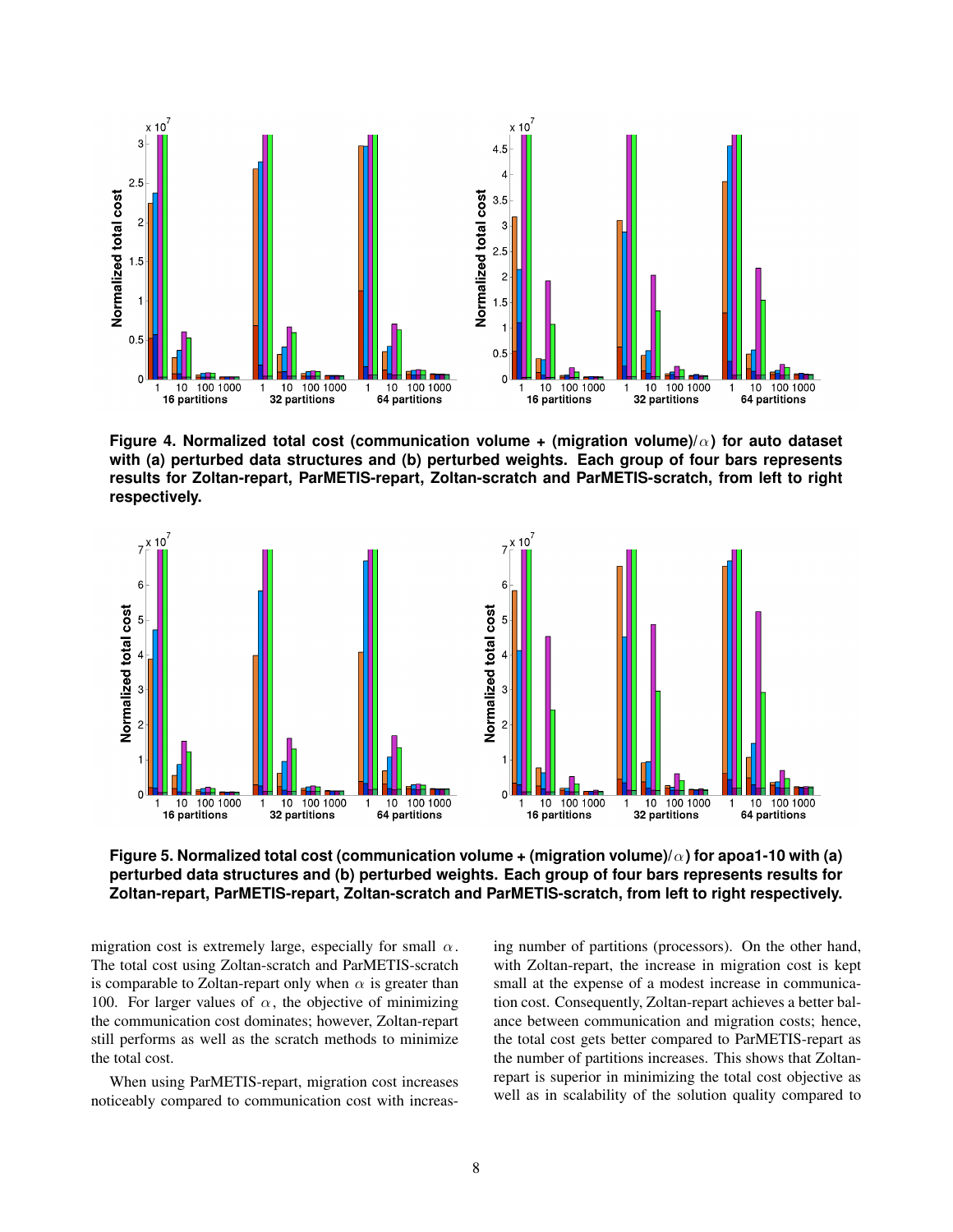x 10^7

Normalized total cost

0 0.5 1 1.5 2 2.5 3

1 10 100 1000
16 partitions

1 10 100 1000
32 partitions

1 10 100 1000
64 partitions

x 10^7

Normalized total cost

0 0.5 1 1.5 2 2.5 3 3.5 4 4.5

1 10 100 1000
16 partitions

1 10 100 1000
32 partitions

1 10 100 1000
64 partitions

**Figure 4. Normalized total cost (communication volume + (migration volume)/$\alpha$) for auto dataset with (a) perturbed data structures and (b) perturbed weights. Each group of four bars represents results for Zoltan-repart, ParMETIS-repart, Zoltan-scratch and ParMETIS-scratch, from left to right respectively.**

x 10^7

Normalized total cost

0 1 2 3 4 5 6 7

1 10 100 1000
16 partitions

1 10 100 1000
32 partitions

1 10 100 1000
64 partitions

x 10^7

Normalized total cost

0 1 2 3 4 5 6 7

1 10 100 1000
16 partitions

1 10 100 1000
32 partitions

1 10 100 1000
64 partitions

**Figure 5. Normalized total cost (communication volume + (migration volume)/$\alpha$) for apoa1-10 with (a) perturbed data structures and (b) perturbed weights. Each group of four bars represents results for Zoltan-repart, ParMETIS-repart, Zoltan-scratch and ParMETIS-scratch, from left to right respectively.**

migration cost is extremely large, especially for small $\alpha$. The total cost using Zoltan-scratch and ParMETIS-scratch is comparable to Zoltan-repart only when $\alpha$ is greater than 100. For larger values of $\alpha$, the objective of minimizing the communication cost dominates; however, Zoltan-repart still performs as well as the scratch methods to minimize the total cost.

When using ParMETIS-repart, migration cost increases noticeably compared to communication cost with increasing number of partitions (processors). On the other hand, with Zoltan-repart, the increase in migration cost is kept small at the expense of a modest increase in communication cost. Consequently, Zoltan-repart achieves a better balance between communication and migration costs; hence, the total cost gets better compared to ParMETIS-repart as the number of partitions increases. This shows that Zoltan-repart is superior in minimizing the total cost objective as well as in scalability of the solution quality compared to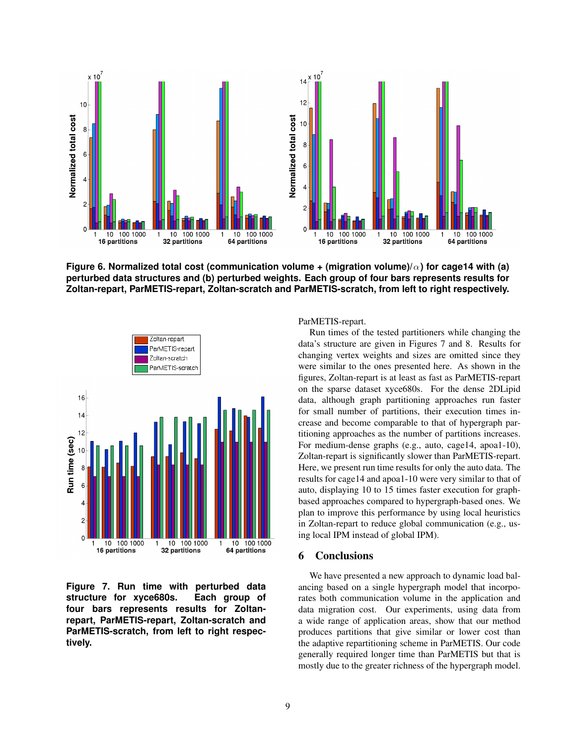x 10^7

Normalized total cost

0 2 4 6 8 10

1 10 100 1000
16 partitions

1 10 100 1000
32 partitions

1 10 100 1000
64 partitions

x 10^7

Normalized total cost

0 2 4 6 8 10 12 14

1 10 100 1000
16 partitions

1 10 100 1000
32 partitions

1 10 100 1000
64 partitions

**Figure 6. Normalized total cost (communication volume + (migration volume)/$\alpha$) for cage14 with (a) perturbed data structures and (b) perturbed weights. Each group of four bars represents results for Zoltan-repart, ParMETIS-repart, Zoltan-scratch and ParMETIS-scratch, from left to right respectively.**

Zoltan-repart
ParMETIS-repart
Zoltan-scratch
ParMETIS-scratch

Run time (sec)

0 2 4 6 8 10 12 14 16

1 10 100 1000
16 partitions

1 10 100 1000
32 partitions

1 10 100 1000
64 partitions

**Figure 7. Run time with perturbed data structure for xyce680s. Each group of four bars represents results for Zoltan-repart, ParMETIS-repart, Zoltan-scratch and ParMETIS-scratch, from left to right respectively.**

ParMETIS-repart.

Run times of the tested partitioners while changing the data's structure are given in Figures 7 and 8. Results for changing vertex weights and sizes are omitted since they were similar to the ones presented here. As shown in the figures, Zoltan-repart is at least as fast as ParMETIS-repart on the sparse dataset xyce680s. For the dense 2DLipid data, although graph partitioning approaches run faster for small number of partitions, their execution times increase and become comparable to that of hypergraph partitioning approaches as the number of partitions increases. For medium-dense graphs (e.g., auto, cage14, apoa1-10), Zoltan-repart is significantly slower than ParMETIS-repart. Here, we present run time results for only the auto data. The results for cage14 and apoa1-10 were very similar to that of auto, displaying 10 to 15 times faster execution for graph-based approaches compared to hypergraph-based ones. We plan to improve this performance by using local heuristics in Zoltan-repart to reduce global communication (e.g., using local IPM instead of global IPM).

## 6 Conclusions

We have presented a new approach to dynamic load balancing based on a single hypergraph model that incorporates both communication volume in the application and data migration cost. Our experiments, using data from a wide range of application areas, show that our method produces partitions that give similar or lower cost than the adaptive repartitioning scheme in ParMETIS. Our code generally required longer time than ParMETIS but that is mostly due to the greater richness of the hypergraph model.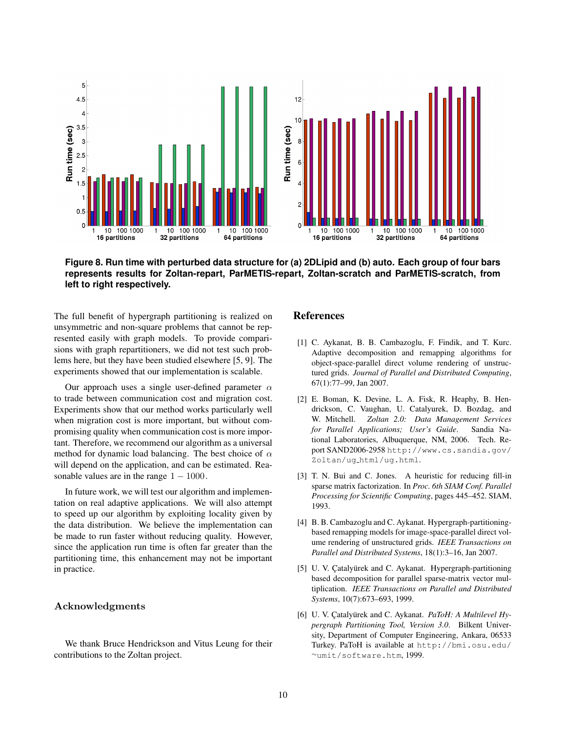Run time (sec)

5
4.5
4
3.5
3
2.5
2
1.5
1
0.5
0

1 10 100 1000
16 partitions

1 10 100 1000
32 partitions

1 10 100 1000
64 partitions

Run time (sec)

12
10
8
6
4
2
0

1 10 100 1000
16 partitions

1 10 100 1000
32 partitions

1 10 100 1000
64 partitions

**Figure 8. Run time with perturbed data structure for (a) 2DLipid and (b) auto. Each group of four bars represents results for Zoltan-repart, ParMETIS-repart, Zoltan-scratch and ParMETIS-scratch, from left to right respectively.**

The full benefit of hypergraph partitioning is realized on unsymmetric and non-square problems that cannot be represented easily with graph models. To provide comparisions with graph repartitioners, we did not test such problems here, but they have been studied elsewhere [5, 9]. The experiments showed that our implementation is scalable.

Our approach uses a single user-defined parameter $\alpha$ to trade between communication cost and migration cost. Experiments show that our method works particularly well when migration cost is more important, but without compromising quality when communication cost is more important. Therefore, we recommend our algorithm as a universal method for dynamic load balancing. The best choice of $\alpha$ will depend on the application, and can be estimated. Reasonable values are in the range $1 - 1000$.

In future work, we will test our algorithm and implementation on real adaptive applications. We will also attempt to speed up our algorithm by exploiting locality given by the data distribution. We believe the implementation can be made to run faster without reducing quality. However, since the application run time is often far greater than the partitioning time, this enhancement may not be important in practice.

## Acknowledgments

We thank Bruce Hendrickson and Vitus Leung for their contributions to the Zoltan project.

## References

[1] C. Aykanat, B. B. Cambazoglu, F. Findik, and T. Kurc. Adaptive decomposition and remapping algorithms for object-space-parallel direct volume rendering of unstructured grids. *Journal of Parallel and Distributed Computing*, 67(1):77–99, Jan 2007.

[2] E. Boman, K. Devine, L. A. Fisk, R. Heaphy, B. Hendrickson, C. Vaughan, U. Catalyurek, D. Bozdag, and W. Mitchell. *Zoltan 2.0: Data Management Services for Parallel Applications; User's Guide*. Sandia National Laboratories, Albuquerque, NM, 2006. Tech. Report SAND2006-2958 http://www.cs.sandia.gov/Zoltan/ug_html/ug.html.

[3] T. N. Bui and C. Jones. A heuristic for reducing fill-in sparse matrix factorization. In *Proc. 6th SIAM Conf. Parallel Processing for Scientific Computing*, pages 445–452. SIAM, 1993.

[4] B. B. Cambazoglu and C. Aykanat. Hypergraph-partitioning-based remapping models for image-space-parallel direct volume rendering of unstructured grids. *IEEE Transactions on Parallel and Distributed Systems*, 18(1):3–16, Jan 2007.

[5] U. V. Çatalyürek and C. Aykanat. Hypergraph-partitioning based decomposition for parallel sparse-matrix vector multiplication. *IEEE Transactions on Parallel and Distributed Systems*, 10(7):673–693, 1999.

[6] U. V. Çatalyürek and C. Aykanat. *PaToH: A Multilevel Hypergraph Partitioning Tool, Version 3.0*. Bilkent University, Department of Computer Engineering, Ankara, 06533 Turkey. PaToH is available at http://bmi.osu.edu/~umit/software.htm, 1999.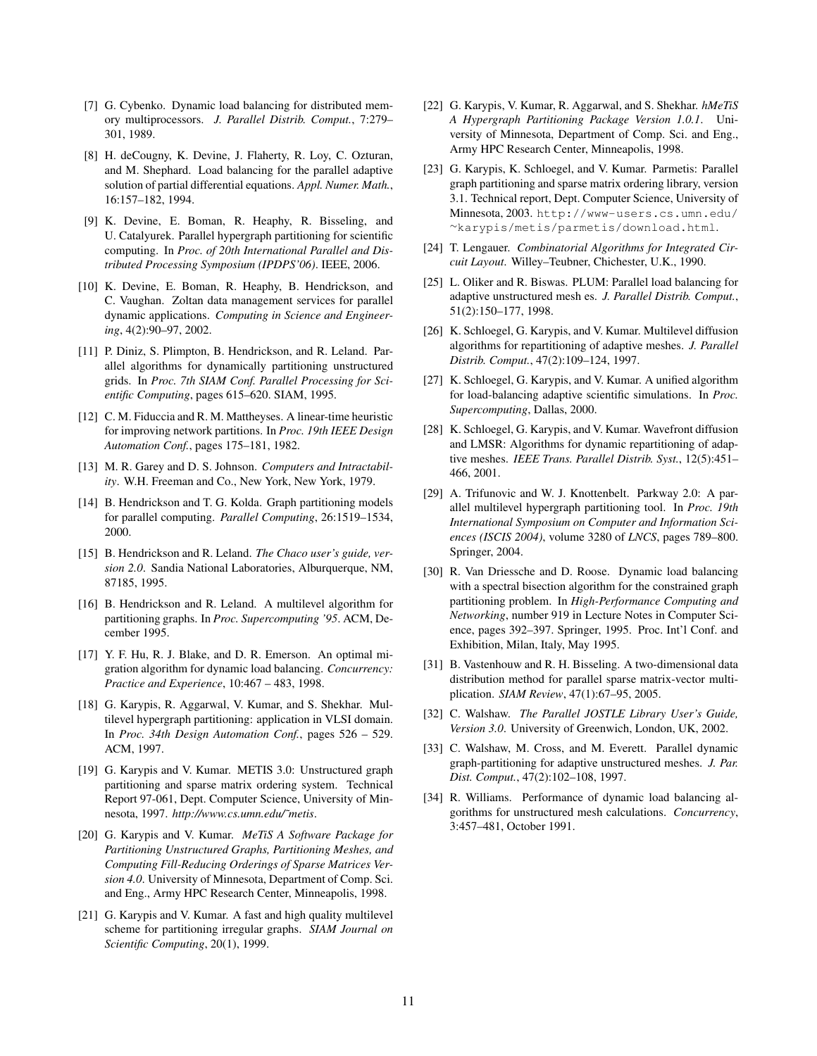[7] G. Cybenko. Dynamic load balancing for distributed memory multiprocessors. *J. Parallel Distrib. Comput.*, 7:279–301, 1989.

[8] H. deCougny, K. Devine, J. Flaherty, R. Loy, C. Ozturan, and M. Shephard. Load balancing for the parallel adaptive solution of partial differential equations. *Appl. Numer. Math.*, 16:157–182, 1994.

[9] K. Devine, E. Boman, R. Heaphy, R. Bisseling, and U. Catalyurek. Parallel hypergraph partitioning for scientific computing. In *Proc. of 20th International Parallel and Distributed Processing Symposium (IPDPS'06)*. IEEE, 2006.

[10] K. Devine, E. Boman, R. Heaphy, B. Hendrickson, and C. Vaughan. Zoltan data management services for parallel dynamic applications. *Computing in Science and Engineering*, 4(2):90–97, 2002.

[11] P. Diniz, S. Plimpton, B. Hendrickson, and R. Leland. Parallel algorithms for dynamically partitioning unstructured grids. In *Proc. 7th SIAM Conf. Parallel Processing for Scientific Computing*, pages 615–620. SIAM, 1995.

[12] C. M. Fiduccia and R. M. Mattheyses. A linear-time heuristic for improving network partitions. In *Proc. 19th IEEE Design Automation Conf.*, pages 175–181, 1982.

[13] M. R. Garey and D. S. Johnson. *Computers and Intractability*. W.H. Freeman and Co., New York, New York, 1979.

[14] B. Hendrickson and T. G. Kolda. Graph partitioning models for parallel computing. *Parallel Computing*, 26:1519–1534, 2000.

[15] B. Hendrickson and R. Leland. *The Chaco user's guide, version 2.0*. Sandia National Laboratories, Alburquerque, NM, 87185, 1995.

[16] B. Hendrickson and R. Leland. A multilevel algorithm for partitioning graphs. In *Proc. Supercomputing '95*. ACM, December 1995.

[17] Y. F. Hu, R. J. Blake, and D. R. Emerson. An optimal migration algorithm for dynamic load balancing. *Concurrency: Practice and Experience*, 10:467 – 483, 1998.

[18] G. Karypis, R. Aggarwal, V. Kumar, and S. Shekhar. Multilevel hypergraph partitioning: application in VLSI domain. In *Proc. 34th Design Automation Conf.*, pages 526 – 529. ACM, 1997.

[19] G. Karypis and V. Kumar. METIS 3.0: Unstructured graph partitioning and sparse matrix ordering system. Technical Report 97-061, Dept. Computer Science, University of Minnesota, 1997. *http://www.cs.umn.edu/˜metis*.

[20] G. Karypis and V. Kumar. *MeTiS A Software Package for Partitioning Unstructured Graphs, Partitioning Meshes, and Computing Fill-Reducing Orderings of Sparse Matrices Version 4.0*. University of Minnesota, Department of Comp. Sci. and Eng., Army HPC Research Center, Minneapolis, 1998.

[21] G. Karypis and V. Kumar. A fast and high quality multilevel scheme for partitioning irregular graphs. *SIAM Journal on Scientific Computing*, 20(1), 1999.

[22] G. Karypis, V. Kumar, R. Aggarwal, and S. Shekhar. *hMeTiS A Hypergraph Partitioning Package Version 1.0.1*. University of Minnesota, Department of Comp. Sci. and Eng., Army HPC Research Center, Minneapolis, 1998.

[23] G. Karypis, K. Schloegel, and V. Kumar. Parmetis: Parallel graph partitioning and sparse matrix ordering library, version 3.1. Technical report, Dept. Computer Science, University of Minnesota, 2003. `http://www-users.cs.umn.edu/~karypis/metis/parmetis/download.html`.

[24] T. Lengauer. *Combinatorial Algorithms for Integrated Circuit Layout*. Willey–Teubner, Chichester, U.K., 1990.

[25] L. Oliker and R. Biswas. PLUM: Parallel load balancing for adaptive unstructured mesh es. *J. Parallel Distrib. Comput.*, 51(2):150–177, 1998.

[26] K. Schloegel, G. Karypis, and V. Kumar. Multilevel diffusion algorithms for repartitioning of adaptive meshes. *J. Parallel Distrib. Comput.*, 47(2):109–124, 1997.

[27] K. Schloegel, G. Karypis, and V. Kumar. A unified algorithm for load-balancing adaptive scientific simulations. In *Proc. Supercomputing*, Dallas, 2000.

[28] K. Schloegel, G. Karypis, and V. Kumar. Wavefront diffusion and LMSR: Algorithms for dynamic repartitioning of adaptive meshes. *IEEE Trans. Parallel Distrib. Syst.*, 12(5):451–466, 2001.

[29] A. Trifunovic and W. J. Knottenbelt. Parkway 2.0: A parallel multilevel hypergraph partitioning tool. In *Proc. 19th International Symposium on Computer and Information Sciences (ISCIS 2004)*, volume 3280 of *LNCS*, pages 789–800. Springer, 2004.

[30] R. Van Driessche and D. Roose. Dynamic load balancing with a spectral bisection algorithm for the constrained graph partitioning problem. In *High-Performance Computing and Networking*, number 919 in Lecture Notes in Computer Science, pages 392–397. Springer, 1995. Proc. Int'l Conf. and Exhibition, Milan, Italy, May 1995.

[31] B. Vastenhouw and R. H. Bisseling. A two-dimensional data distribution method for parallel sparse matrix-vector multiplication. *SIAM Review*, 47(1):67–95, 2005.

[32] C. Walshaw. *The Parallel JOSTLE Library User's Guide, Version 3.0*. University of Greenwich, London, UK, 2002.

[33] C. Walshaw, M. Cross, and M. Everett. Parallel dynamic graph-partitioning for adaptive unstructured meshes. *J. Par. Dist. Comput.*, 47(2):102–108, 1997.

[34] R. Williams. Performance of dynamic load balancing algorithms for unstructured mesh calculations. *Concurrency*, 3:457–481, October 1991.